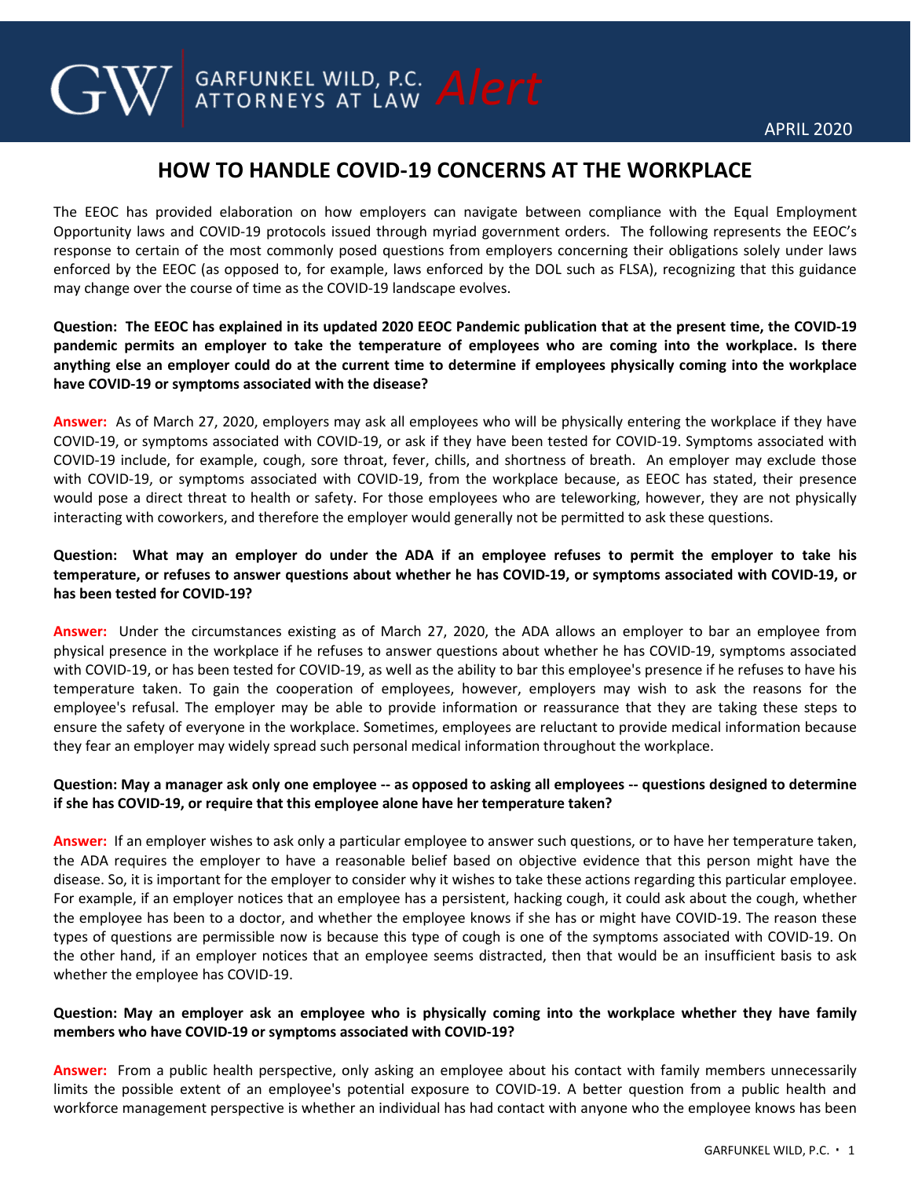GW | GARFUNKEL WILD, P.C. ATTORNEYS AT LAW *Alert*

APRIL 2020

# HOW TO HANDLE COVID-19 CONCERNS AT THE WORKPLACE

The EEOC has provided elaboration on how employers can navigate between compliance with the Equal Employment Opportunity laws and COVID-19 protocols issued through myriad government orders. The following represents the EEOC's response to certain of the most commonly posed questions from employers concerning their obligations solely under laws enforced by the EEOC (as opposed to, for example, laws enforced by the DOL such as FLSA), recognizing that this guidance may change over the course of time as the COVID-19 landscape evolves.

**Question: The EEOC has explained in its updated 2020 EEOC Pandemic publication that at the present time, the COVID-19 pandemic permits an employer to take the temperature of employees who are coming into the workplace. Is there anything else an employer could do at the current time to determine if employees physically coming into the workplace have COVID-19 or symptoms associated with the disease?**

**Answer:** As of March 27, 2020, employers may ask all employees who will be physically entering the workplace if they have COVID-19, or symptoms associated with COVID-19, or ask if they have been tested for COVID-19. Symptoms associated with COVID-19 include, for example, cough, sore throat, fever, chills, and shortness of breath. An employer may exclude those with COVID-19, or symptoms associated with COVID-19, from the workplace because, as EEOC has stated, their presence would pose a direct threat to health or safety. For those employees who are teleworking, however, they are not physically interacting with coworkers, and therefore the employer would generally not be permitted to ask these questions.

**Question: What may an employer do under the ADA if an employee refuses to permit the employer to take his temperature, or refuses to answer questions about whether he has COVID-19, or symptoms associated with COVID-19, or has been tested for COVID-19?**

**Answer:** Under the circumstances existing as of March 27, 2020, the ADA allows an employer to bar an employee from physical presence in the workplace if he refuses to answer questions about whether he has COVID-19, symptoms associated with COVID-19, or has been tested for COVID-19, as well as the ability to bar this employee's presence if he refuses to have his temperature taken. To gain the cooperation of employees, however, employers may wish to ask the reasons for the employee's refusal. The employer may be able to provide information or reassurance that they are taking these steps to ensure the safety of everyone in the workplace. Sometimes, employees are reluctant to provide medical information because they fear an employer may widely spread such personal medical information throughout the workplace.

**Question: May a manager ask only one employee -- as opposed to asking all employees -- questions designed to determine if she has COVID-19, or require that this employee alone have her temperature taken?**

**Answer:** If an employer wishes to ask only a particular employee to answer such questions, or to have her temperature taken, the ADA requires the employer to have a reasonable belief based on objective evidence that this person might have the disease. So, it is important for the employer to consider why it wishes to take these actions regarding this particular employee. For example, if an employer notices that an employee has a persistent, hacking cough, it could ask about the cough, whether the employee has been to a doctor, and whether the employee knows if she has or might have COVID-19. The reason these types of questions are permissible now is because this type of cough is one of the symptoms associated with COVID-19. On the other hand, if an employer notices that an employee seems distracted, then that would be an insufficient basis to ask whether the employee has COVID-19.

**Question: May an employer ask an employee who is physically coming into the workplace whether they have family members who have COVID-19 or symptoms associated with COVID-19?**

**Answer:** From a public health perspective, only asking an employee about his contact with family members unnecessarily limits the possible extent of an employee's potential exposure to COVID-19. A better question from a public health and workforce management perspective is whether an individual has had contact with anyone who the employee knows has been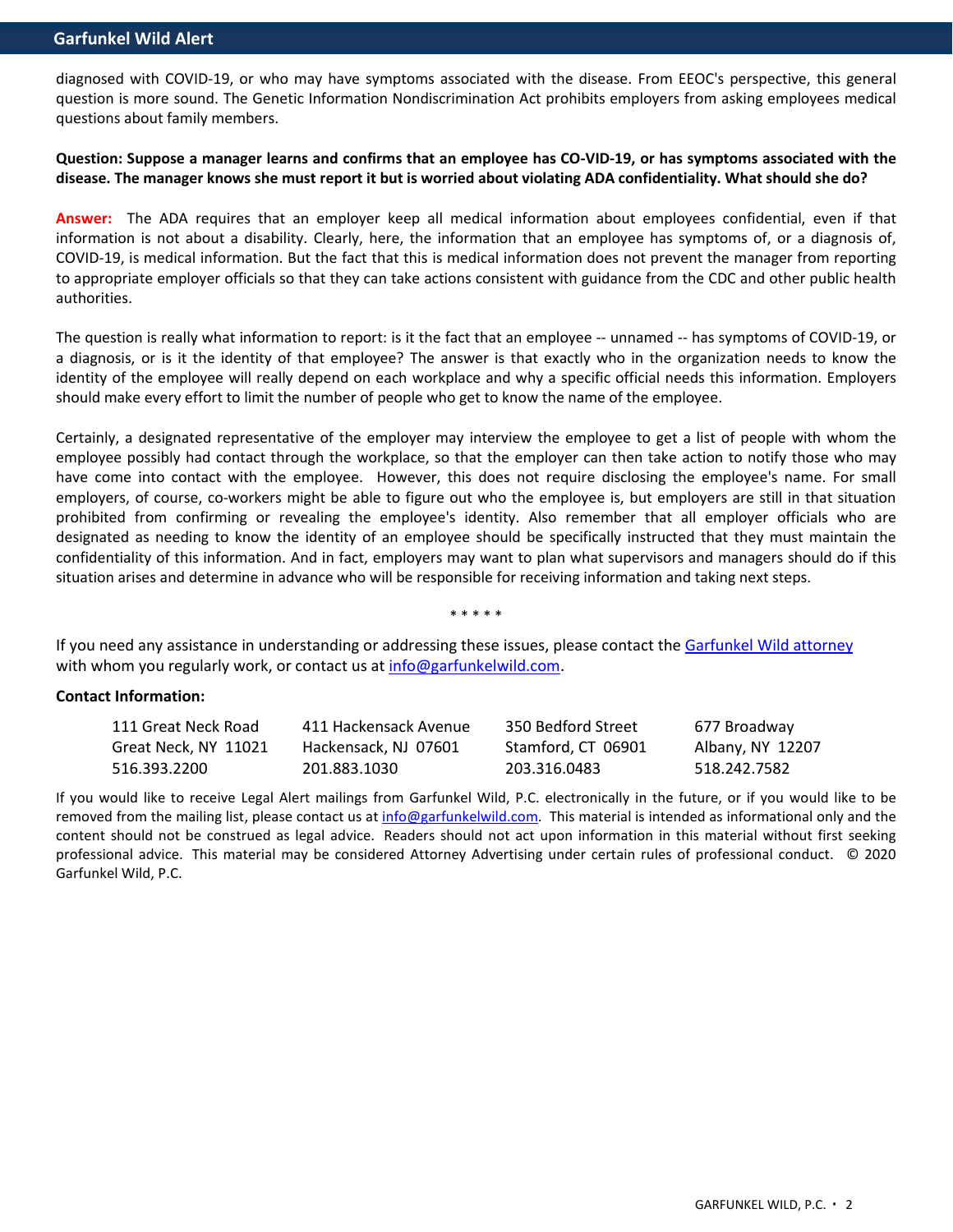diagnosed with COVID-19, or who may have symptoms associated with the disease. From EEOC's perspective, this general question is more sound. The Genetic Information Nondiscrimination Act prohibits employers from asking employees medical questions about family members.

**Question: Suppose a manager learns and confirms that an employee has CO-VID-19, or has symptoms associated with the disease. The manager knows she must report it but is worried about violating ADA confidentiality. What should she do?**

**Answer:** The ADA requires that an employer keep all medical information about employees confidential, even if that information is not about a disability. Clearly, here, the information that an employee has symptoms of, or a diagnosis of, COVID-19, is medical information. But the fact that this is medical information does not prevent the manager from reporting to appropriate employer officials so that they can take actions consistent with guidance from the CDC and other public health authorities.

The question is really what information to report: is it the fact that an employee -- unnamed -- has symptoms of COVID-19, or a diagnosis, or is it the identity of that employee? The answer is that exactly who in the organization needs to know the identity of the employee will really depend on each workplace and why a specific official needs this information. Employers should make every effort to limit the number of people who get to know the name of the employee.

Certainly, a designated representative of the employer may interview the employee to get a list of people with whom the employee possibly had contact through the workplace, so that the employer can then take action to notify those who may have come into contact with the employee. However, this does not require disclosing the employee's name. For small employers, of course, co-workers might be able to figure out who the employee is, but employers are still in that situation prohibited from confirming or revealing the employee's identity. Also remember that all employer officials who are designated as needing to know the identity of an employee should be specifically instructed that they must maintain the confidentiality of this information. And in fact, employers may want to plan what supervisors and managers should do if this situation arises and determine in advance who will be responsible for receiving information and taking next steps.

\* \* \* \* \*

If you need any assistance in understanding or addressing these issues, please contact the Garfunkel Wild attorney with whom you regularly work, or contact us at info@garfunkelwild.com.

**Contact Information:**

| | | | |
|---|---|---|---|
| 111 Great Neck Road | 411 Hackensack Avenue | 350 Bedford Street | 677 Broadway |
| Great Neck, NY 11021 | Hackensack, NJ 07601 | Stamford, CT 06901 | Albany, NY 12207 |
| 516.393.2200 | 201.883.1030 | 203.316.0483 | 518.242.7582 |

If you would like to receive Legal Alert mailings from Garfunkel Wild, P.C. electronically in the future, or if you would like to be removed from the mailing list, please contact us at info@garfunkelwild.com. This material is intended as informational only and the content should not be construed as legal advice. Readers should not act upon information in this material without first seeking professional advice. This material may be considered Attorney Advertising under certain rules of professional conduct. © 2020 Garfunkel Wild, P.C.